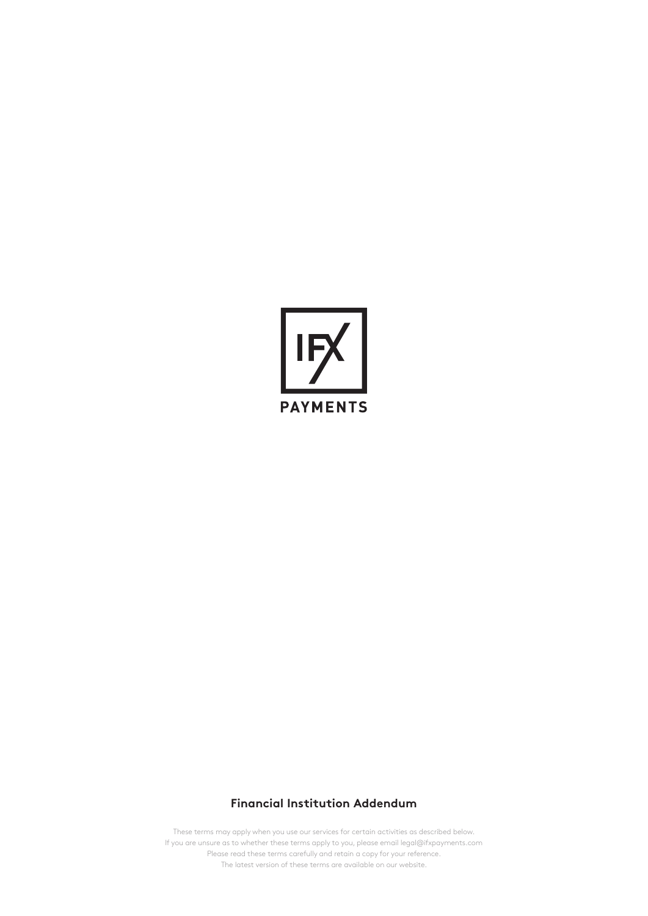IFX

PAYMENTS

# Financial Institution Addendum

These terms may apply when you use our services for certain activities as described below.
If you are unsure as to whether these terms apply to you, please email legal@ifxpayments.com
Please read these terms carefully and retain a copy for your reference.
The latest version of these terms are available on our website.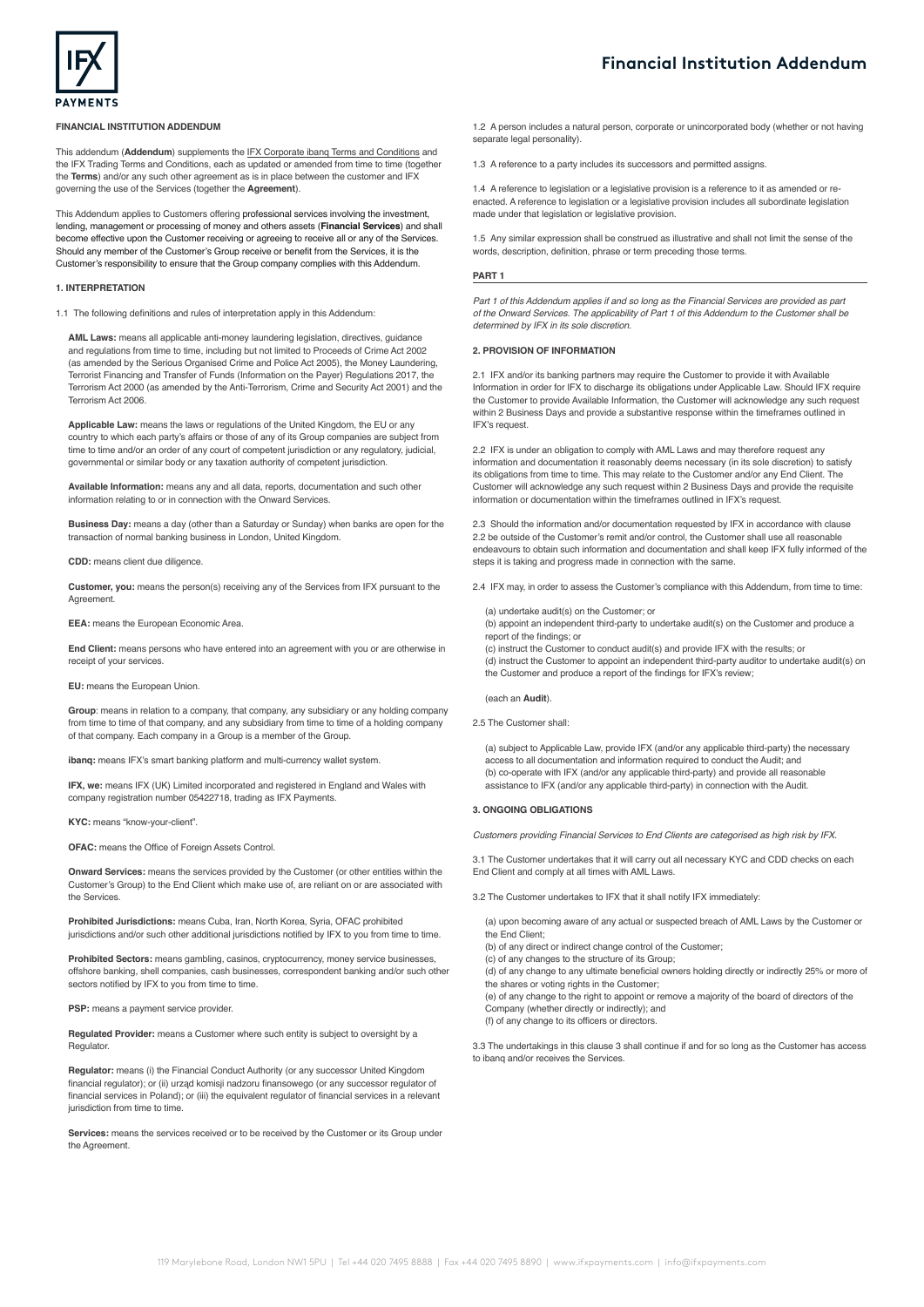# Financial Institution Addendum

**FINANCIAL INSTITUTION ADDENDUM**

This addendum (**Addendum**) supplements the IFX Corporate ibanq Terms and Conditions and the IFX Trading Terms and Conditions, each as updated or amended from time to time (together the **Terms**) and/or any such other agreement as is in place between the customer and IFX governing the use of the Services (together the **Agreement**).

This Addendum applies to Customers offering professional services involving the investment, lending, management or processing of money and others assets (**Financial Services**) and shall become effective upon the Customer receiving or agreeing to receive all or any of the Services. Should any member of the Customer's Group receive or benefit from the Services, it is the Customer's responsibility to ensure that the Group company complies with this Addendum.

**1. INTERPRETATION**

1.1 The following definitions and rules of interpretation apply in this Addendum:

**AML Laws:** means all applicable anti-money laundering legislation, directives, guidance and regulations from time to time, including but not limited to Proceeds of Crime Act 2002 (as amended by the Serious Organised Crime and Police Act 2005), the Money Laundering, Terrorist Financing and Transfer of Funds (Information on the Payer) Regulations 2017, the Terrorism Act 2000 (as amended by the Anti-Terrorism, Crime and Security Act 2001) and the Terrorism Act 2006.

**Applicable Law:** means the laws or regulations of the United Kingdom, the EU or any country to which each party's affairs or those of any of its Group companies are subject from time to time and/or an order of any court of competent jurisdiction or any regulatory, judicial, governmental or similar body or any taxation authority of competent jurisdiction.

**Available Information:** means any and all data, reports, documentation and such other information relating to or in connection with the Onward Services.

**Business Day:** means a day (other than a Saturday or Sunday) when banks are open for the transaction of normal banking business in London, United Kingdom.

**CDD:** means client due diligence.

**Customer, you:** means the person(s) receiving any of the Services from IFX pursuant to the Agreement.

**EEA:** means the European Economic Area.

**End Client:** means persons who have entered into an agreement with you or are otherwise in receipt of your services.

**EU:** means the European Union.

**Group**: means in relation to a company, that company, any subsidiary or any holding company from time to time of that company, and any subsidiary from time to time of a holding company of that company. Each company in a Group is a member of the Group.

**ibanq:** means IFX's smart banking platform and multi-currency wallet system.

**IFX, we:** means IFX (UK) Limited incorporated and registered in England and Wales with company registration number 05422718, trading as IFX Payments.

**KYC:** means "know-your-client".

**OFAC:** means the Office of Foreign Assets Control.

**Onward Services:** means the services provided by the Customer (or other entities within the Customer's Group) to the End Client which make use of, are reliant on or are associated with the Services.

**Prohibited Jurisdictions:** means Cuba, Iran, North Korea, Syria, OFAC prohibited jurisdictions and/or such other additional jurisdictions notified by IFX to you from time to time.

**Prohibited Sectors:** means gambling, casinos, cryptocurrency, money service businesses, offshore banking, shell companies, cash businesses, correspondent banking and/or such other sectors notified by IFX to you from time to time.

**PSP:** means a payment service provider.

**Regulated Provider:** means a Customer where such entity is subject to oversight by a Regulator.

**Regulator:** means (i) the Financial Conduct Authority (or any successor United Kingdom financial regulator); or (ii) urząd komisji nadzoru finansowego (or any successor regulator of financial services in Poland); or (iii) the equivalent regulator of financial services in a relevant jurisdiction from time to time.

**Services:** means the services received or to be received by the Customer or its Group under the Agreement.

1.2 A person includes a natural person, corporate or unincorporated body (whether or not having separate legal personality).

1.3 A reference to a party includes its successors and permitted assigns.

1.4 A reference to legislation or a legislative provision is a reference to it as amended or re-enacted. A reference to legislation or a legislative provision includes all subordinate legislation made under that legislation or legislative provision.

1.5 Any similar expression shall be construed as illustrative and shall not limit the sense of the words, description, definition, phrase or term preceding those terms.

**PART 1**

*Part 1 of this Addendum applies if and so long as the Financial Services are provided as part of the Onward Services. The applicability of Part 1 of this Addendum to the Customer shall be determined by IFX in its sole discretion.*

**2. PROVISION OF INFORMATION**

2.1 IFX and/or its banking partners may require the Customer to provide it with Available Information in order for IFX to discharge its obligations under Applicable Law. Should IFX require the Customer to provide Available Information, the Customer will acknowledge any such request within 2 Business Days and provide a substantive response within the timeframes outlined in IFX's request.

2.2 IFX is under an obligation to comply with AML Laws and may therefore request any information and documentation it reasonably deems necessary (in its sole discretion) to satisfy its obligations from time to time. This may relate to the Customer and/or any End Client. The Customer will acknowledge any such request within 2 Business Days and provide the requisite information or documentation within the timeframes outlined in IFX's request.

2.3 Should the information and/or documentation requested by IFX in accordance with clause 2.2 be outside of the Customer's remit and/or control, the Customer shall use all reasonable endeavours to obtain such information and documentation and shall keep IFX fully informed of the steps it is taking and progress made in connection with the same.

2.4 IFX may, in order to assess the Customer's compliance with this Addendum, from time to time:

(a) undertake audit(s) on the Customer; or
(b) appoint an independent third-party to undertake audit(s) on the Customer and produce a report of the findings; or
(c) instruct the Customer to conduct audit(s) and provide IFX with the results; or
(d) instruct the Customer to appoint an independent third-party auditor to undertake audit(s) on the Customer and produce a report of the findings for IFX's review;

(each an **Audit**).

2.5 The Customer shall:

(a) subject to Applicable Law, provide IFX (and/or any applicable third-party) the necessary access to all documentation and information required to conduct the Audit; and
(b) co-operate with IFX (and/or any applicable third-party) and provide all reasonable assistance to IFX (and/or any applicable third-party) in connection with the Audit.

**3. ONGOING OBLIGATIONS**

*Customers providing Financial Services to End Clients are categorised as high risk by IFX.*

3.1 The Customer undertakes that it will carry out all necessary KYC and CDD checks on each End Client and comply at all times with AML Laws.

3.2 The Customer undertakes to IFX that it shall notify IFX immediately:

(a) upon becoming aware of any actual or suspected breach of AML Laws by the Customer or the End Client;
(b) of any direct or indirect change control of the Customer;
(c) of any changes to the structure of its Group;
(d) of any change to any ultimate beneficial owners holding directly or indirectly 25% or more of the shares or voting rights in the Customer;
(e) of any change to the right to appoint or remove a majority of the board of directors of the Company (whether directly or indirectly); and
(f) of any change to its officers or directors.

3.3 The undertakings in this clause 3 shall continue if and for so long as the Customer has access to ibanq and/or receives the Services.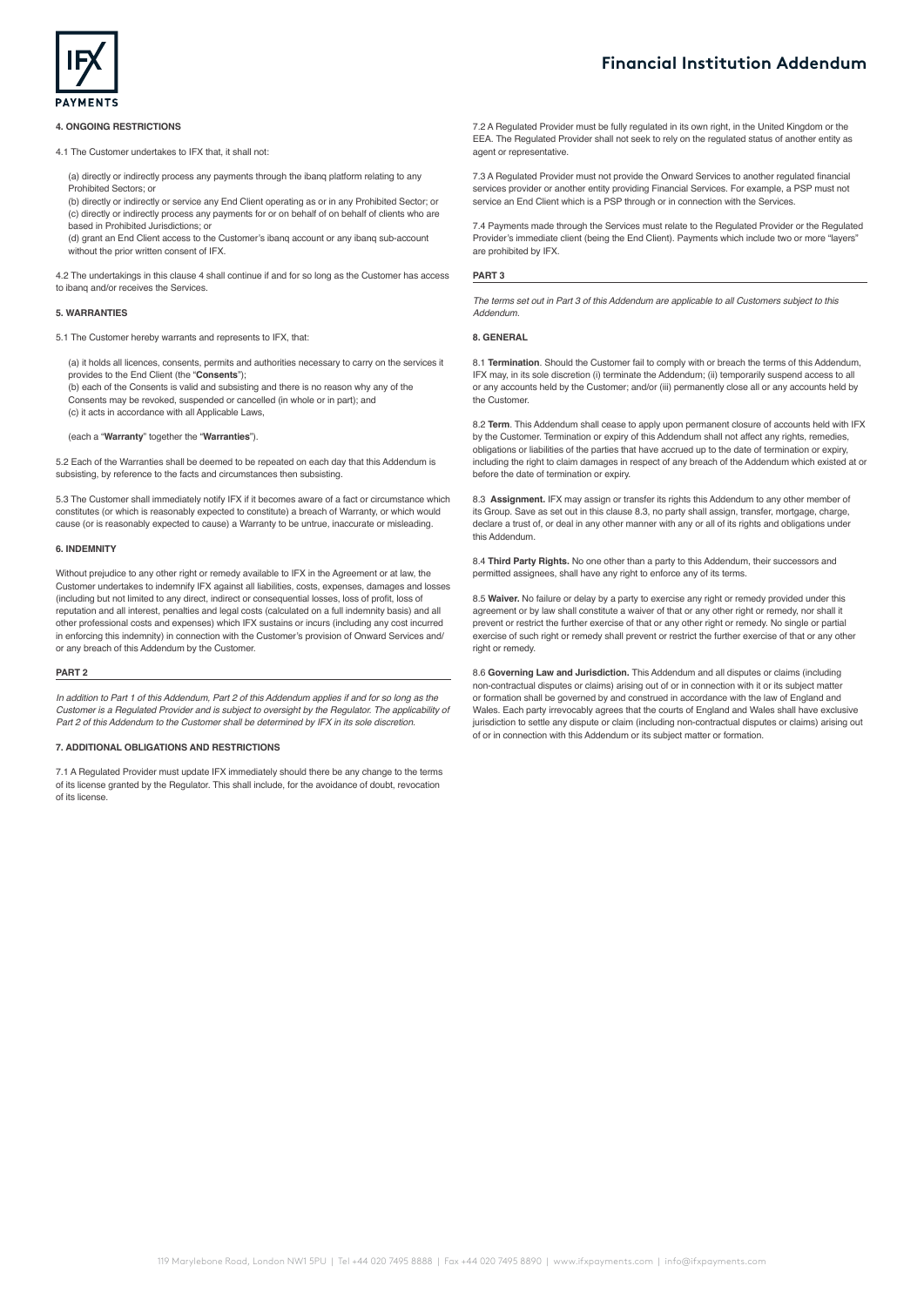#### 4. ONGOING RESTRICTIONS

4.1 The Customer undertakes to IFX that, it shall not:

(a) directly or indirectly process any payments through the ibanq platform relating to any Prohibited Sectors; or
(b) directly or indirectly or service any End Client operating as or in any Prohibited Sector; or
(c) directly or indirectly process any payments for or on behalf of on behalf of clients who are based in Prohibited Jurisdictions; or
(d) grant an End Client access to the Customer's ibanq account or any ibanq sub-account without the prior written consent of IFX.

4.2 The undertakings in this clause 4 shall continue if and for so long as the Customer has access to ibanq and/or receives the Services.

#### 5. WARRANTIES

5.1 The Customer hereby warrants and represents to IFX, that:

(a) it holds all licences, consents, permits and authorities necessary to carry on the services it provides to the End Client (the "**Consents**");
(b) each of the Consents is valid and subsisting and there is no reason why any of the Consents may be revoked, suspended or cancelled (in whole or in part); and
(c) it acts in accordance with all Applicable Laws,

(each a "**Warranty**" together the "**Warranties**").

5.2 Each of the Warranties shall be deemed to be repeated on each day that this Addendum is subsisting, by reference to the facts and circumstances then subsisting.

5.3 The Customer shall immediately notify IFX if it becomes aware of a fact or circumstance which constitutes (or which is reasonably expected to constitute) a breach of Warranty, or which would cause (or is reasonably expected to cause) a Warranty to be untrue, inaccurate or misleading.

#### 6. INDEMNITY

Without prejudice to any other right or remedy available to IFX in the Agreement or at law, the Customer undertakes to indemnify IFX against all liabilities, costs, expenses, damages and losses (including but not limited to any direct, indirect or consequential losses, loss of profit, loss of reputation and all interest, penalties and legal costs (calculated on a full indemnity basis) and all other professional costs and expenses) which IFX sustains or incurs (including any cost incurred in enforcing this indemnity) in connection with the Customer's provision of Onward Services and/or any breach of this Addendum by the Customer.

### PART 2

*In addition to Part 1 of this Addendum, Part 2 of this Addendum applies if and for so long as the Customer is a Regulated Provider and is subject to oversight by the Regulator. The applicability of Part 2 of this Addendum to the Customer shall be determined by IFX in its sole discretion.*

#### 7. ADDITIONAL OBLIGATIONS AND RESTRICTIONS

7.1 A Regulated Provider must update IFX immediately should there be any change to the terms of its license granted by the Regulator. This shall include, for the avoidance of doubt, revocation of its license.

7.2 A Regulated Provider must be fully regulated in its own right, in the United Kingdom or the EEA. The Regulated Provider shall not seek to rely on the regulated status of another entity as agent or representative.

7.3 A Regulated Provider must not provide the Onward Services to another regulated financial services provider or another entity providing Financial Services. For example, a PSP must not service an End Client which is a PSP through or in connection with the Services.

7.4 Payments made through the Services must relate to the Regulated Provider or the Regulated Provider's immediate client (being the End Client). Payments which include two or more "layers" are prohibited by IFX.

### PART 3

*The terms set out in Part 3 of this Addendum are applicable to all Customers subject to this Addendum.*

#### 8. GENERAL

8.1 **Termination**. Should the Customer fail to comply with or breach the terms of this Addendum, IFX may, in its sole discretion (i) terminate the Addendum; (ii) temporarily suspend access to all or any accounts held by the Customer; and/or (iii) permanently close all or any accounts held by the Customer.

8.2 **Term**. This Addendum shall cease to apply upon permanent closure of accounts held with IFX by the Customer. Termination or expiry of this Addendum shall not affect any rights, remedies, obligations or liabilities of the parties that have accrued up to the date of termination or expiry, including the right to claim damages in respect of any breach of the Addendum which existed at or before the date of termination or expiry.

8.3 **Assignment.** IFX may assign or transfer its rights this Addendum to any other member of its Group. Save as set out in this clause 8.3, no party shall assign, transfer, mortgage, charge, declare a trust of, or deal in any other manner with any or all of its rights and obligations under this Addendum.

8.4 **Third Party Rights.** No one other than a party to this Addendum, their successors and permitted assignees, shall have any right to enforce any of its terms.

8.5 **Waiver.** No failure or delay by a party to exercise any right or remedy provided under this agreement or by law shall constitute a waiver of that or any other right or remedy, nor shall it prevent or restrict the further exercise of that or any other right or remedy. No single or partial exercise of such right or remedy shall prevent or restrict the further exercise of that or any other right or remedy.

8.6 **Governing Law and Jurisdiction.** This Addendum and all disputes or claims (including non-contractual disputes or claims) arising out of or in connection with it or its subject matter or formation shall be governed by and construed in accordance with the law of England and Wales. Each party irrevocably agrees that the courts of England and Wales shall have exclusive jurisdiction to settle any dispute or claim (including non-contractual disputes or claims) arising out of or in connection with this Addendum or its subject matter or formation.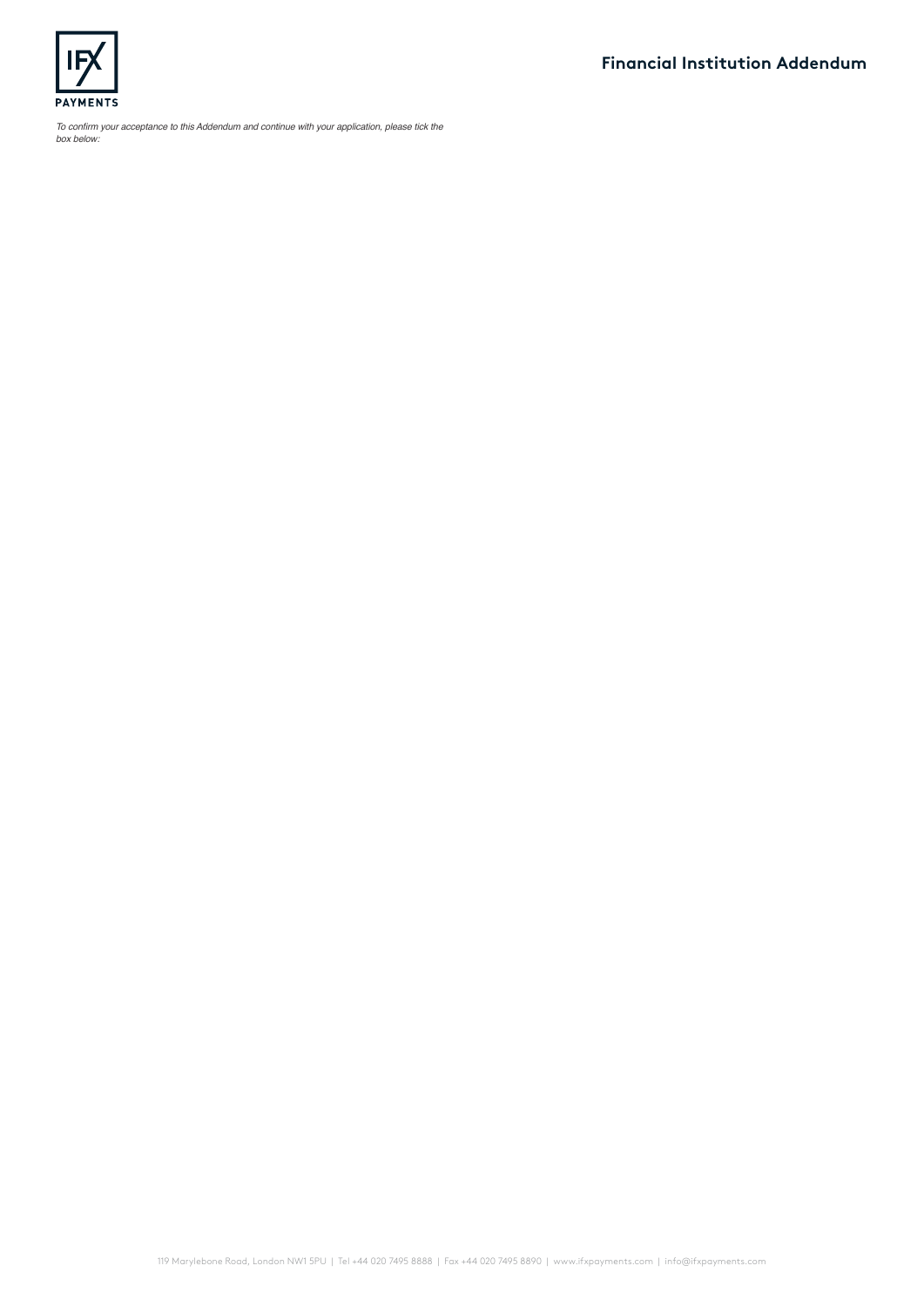*To confirm your acceptance to this Addendum and continue with your application, please tick the box below:*